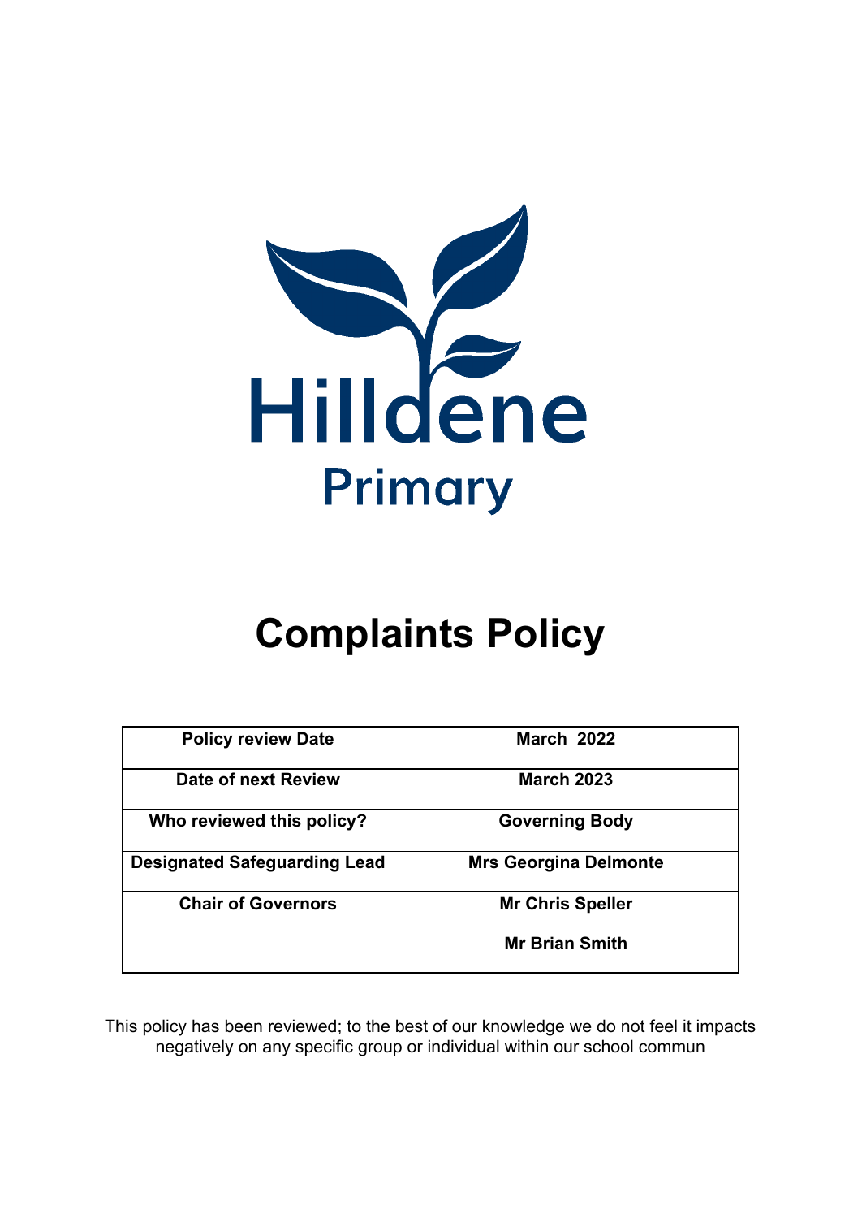Hilldene

Primary

# Complaints Policy

| Policy review Date | March 2022 |
|---|---|
| Date of next Review | March 2023 |
| Who reviewed this policy? | Governing Body |
| Designated Safeguarding Lead | Mrs Georgina Delmonte |
| Chair of Governors | Mr Chris Speller<br><br>Mr Brian Smith |

This policy has been reviewed; to the best of our knowledge we do not feel it impacts negatively on any specific group or individual within our school commun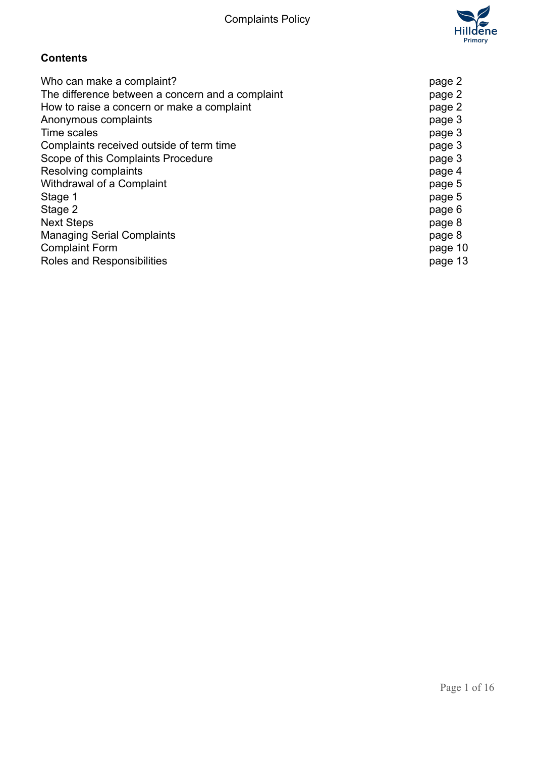**Contents**

| | |
|---|---|
| Who can make a complaint? | page 2 |
| The difference between a concern and a complaint | page 2 |
| How to raise a concern or make a complaint | page 2 |
| Anonymous complaints | page 3 |
| Time scales | page 3 |
| Complaints received outside of term time | page 3 |
| Scope of this Complaints Procedure | page 3 |
| Resolving complaints | page 4 |
| Withdrawal of a Complaint | page 5 |
| Stage 1 | page 5 |
| Stage 2 | page 6 |
| Next Steps | page 8 |
| Managing Serial Complaints | page 8 |
| Complaint Form | page 10 |
| Roles and Responsibilities | page 13 |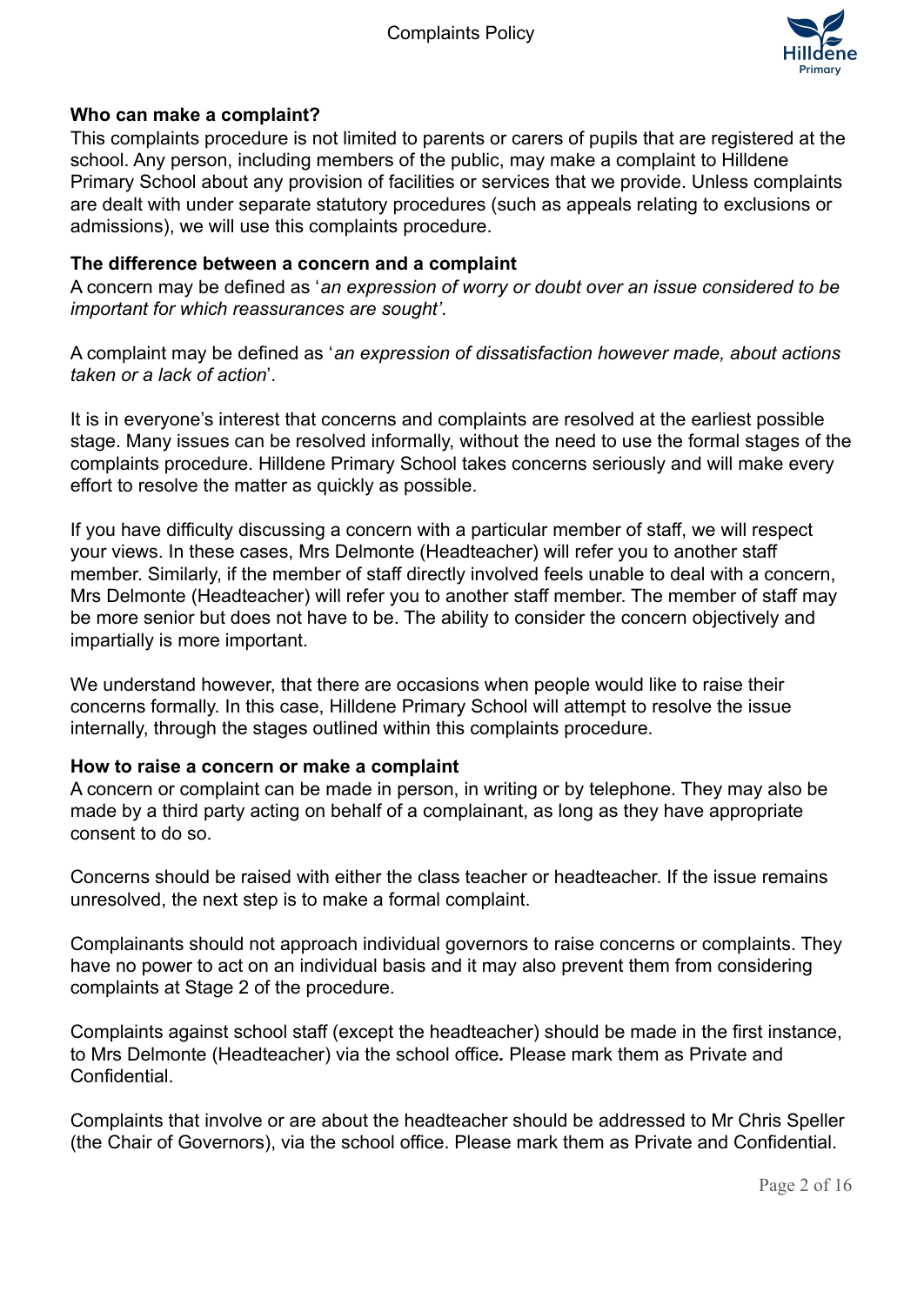**Who can make a complaint?**

This complaints procedure is not limited to parents or carers of pupils that are registered at the school. Any person, including members of the public, may make a complaint to Hilldene Primary School about any provision of facilities or services that we provide. Unless complaints are dealt with under separate statutory procedures (such as appeals relating to exclusions or admissions), we will use this complaints procedure.

**The difference between a concern and a complaint**

A concern may be defined as '*an expression of worry or doubt over an issue considered to be important for which reassurances are sought'*.

A complaint may be defined as '*an expression of dissatisfaction however made, about actions taken or a lack of action*'.

It is in everyone's interest that concerns and complaints are resolved at the earliest possible stage. Many issues can be resolved informally, without the need to use the formal stages of the complaints procedure. Hilldene Primary School takes concerns seriously and will make every effort to resolve the matter as quickly as possible.

If you have difficulty discussing a concern with a particular member of staff, we will respect your views. In these cases, Mrs Delmonte (Headteacher) will refer you to another staff member. Similarly, if the member of staff directly involved feels unable to deal with a concern, Mrs Delmonte (Headteacher) will refer you to another staff member. The member of staff may be more senior but does not have to be. The ability to consider the concern objectively and impartially is more important.

We understand however, that there are occasions when people would like to raise their concerns formally. In this case, Hilldene Primary School will attempt to resolve the issue internally, through the stages outlined within this complaints procedure.

**How to raise a concern or make a complaint**

A concern or complaint can be made in person, in writing or by telephone. They may also be made by a third party acting on behalf of a complainant, as long as they have appropriate consent to do so.

Concerns should be raised with either the class teacher or headteacher. If the issue remains unresolved, the next step is to make a formal complaint.

Complainants should not approach individual governors to raise concerns or complaints. They have no power to act on an individual basis and it may also prevent them from considering complaints at Stage 2 of the procedure.

Complaints against school staff (except the headteacher) should be made in the first instance, to Mrs Delmonte (Headteacher) via the school office*.* Please mark them as Private and Confidential.

Complaints that involve or are about the headteacher should be addressed to Mr Chris Speller (the Chair of Governors), via the school office. Please mark them as Private and Confidential.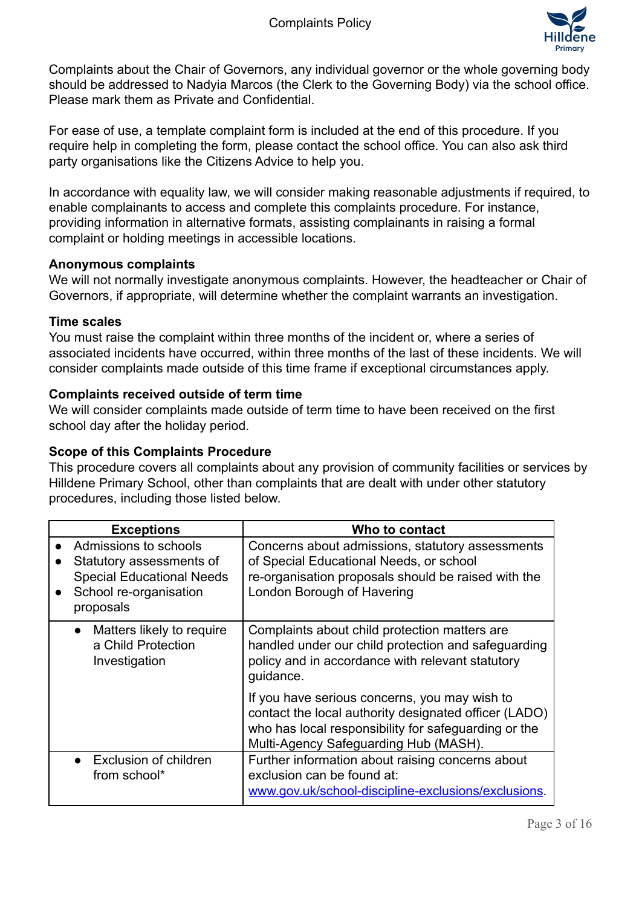Complaints about the Chair of Governors, any individual governor or the whole governing body should be addressed to Nadyia Marcos (the Clerk to the Governing Body) via the school office. Please mark them as Private and Confidential.

For ease of use, a template complaint form is included at the end of this procedure. If you require help in completing the form, please contact the school office. You can also ask third party organisations like the Citizens Advice to help you.

In accordance with equality law, we will consider making reasonable adjustments if required, to enable complainants to access and complete this complaints procedure. For instance, providing information in alternative formats, assisting complainants in raising a formal complaint or holding meetings in accessible locations.

**Anonymous complaints**
We will not normally investigate anonymous complaints. However, the headteacher or Chair of Governors, if appropriate, will determine whether the complaint warrants an investigation.

**Time scales**
You must raise the complaint within three months of the incident or, where a series of associated incidents have occurred, within three months of the last of these incidents. We will consider complaints made outside of this time frame if exceptional circumstances apply.

**Complaints received outside of term time**
We will consider complaints made outside of term time to have been received on the first school day after the holiday period.

**Scope of this Complaints Procedure**
This procedure covers all complaints about any provision of community facilities or services by Hilldene Primary School, other than complaints that are dealt with under other statutory procedures, including those listed below.

| Exceptions | Who to contact |
| --- | --- |
| • Admissions to schools<br>• Statutory assessments of Special Educational Needs<br>• School re-organisation proposals | Concerns about admissions, statutory assessments of Special Educational Needs, or school re-organisation proposals should be raised with the London Borough of Havering |
| • Matters likely to require a Child Protection Investigation | Complaints about child protection matters are handled under our child protection and safeguarding policy and in accordance with relevant statutory guidance.<br><br>If you have serious concerns, you may wish to contact the local authority designated officer (LADO) who has local responsibility for safeguarding or the Multi-Agency Safeguarding Hub (MASH). |
| • Exclusion of children from school* | Further information about raising concerns about exclusion can be found at: www.gov.uk/school-discipline-exclusions/exclusions. |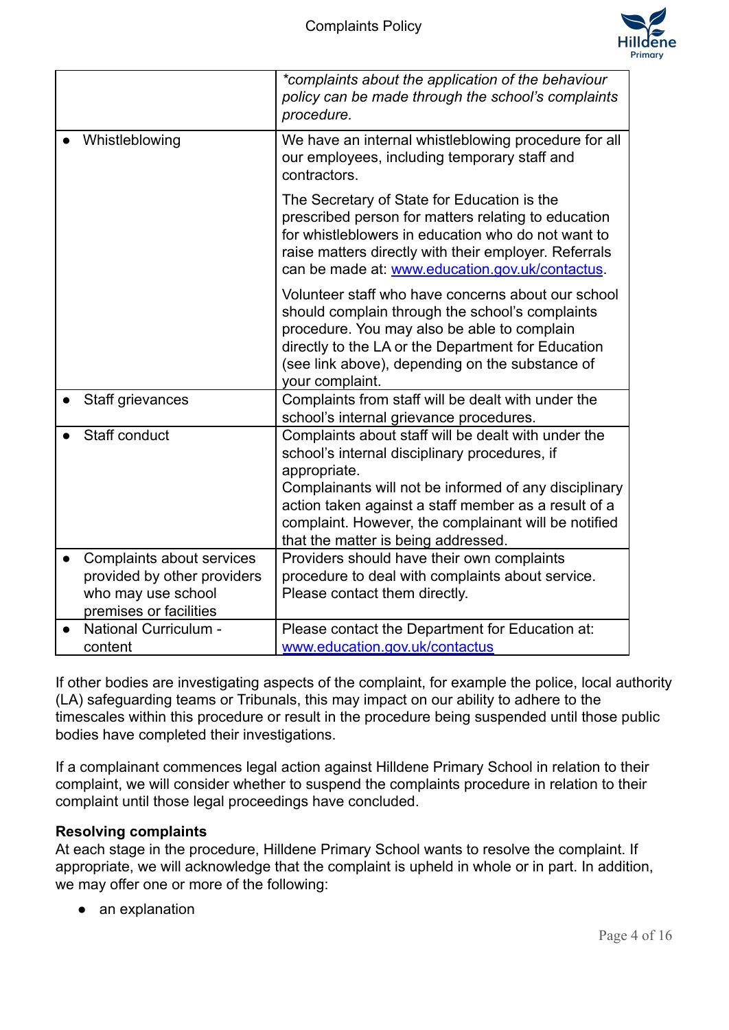| | |
|---|---|
| | *\*complaints about the application of the behaviour policy can be made through the school's complaints procedure.* |
| • Whistleblowing | We have an internal whistleblowing procedure for all our employees, including temporary staff and contractors.<br><br>The Secretary of State for Education is the prescribed person for matters relating to education for whistleblowers in education who do not want to raise matters directly with their employer. Referrals can be made at: [www.education.gov.uk/contactus](http://www.education.gov.uk/contactus).<br><br>Volunteer staff who have concerns about our school should complain through the school's complaints procedure. You may also be able to complain directly to the LA or the Department for Education (see link above), depending on the substance of your complaint. |
| • Staff grievances | Complaints from staff will be dealt with under the school's internal grievance procedures. |
| • Staff conduct | Complaints about staff will be dealt with under the school's internal disciplinary procedures, if appropriate.<br>Complainants will not be informed of any disciplinary action taken against a staff member as a result of a complaint. However, the complainant will be notified that the matter is being addressed. |
| • Complaints about services provided by other providers who may use school premises or facilities | Providers should have their own complaints procedure to deal with complaints about service. Please contact them directly. |
| • National Curriculum - content | Please contact the Department for Education at: [www.education.gov.uk/contactus](http://www.education.gov.uk/contactus) |

If other bodies are investigating aspects of the complaint, for example the police, local authority (LA) safeguarding teams or Tribunals, this may impact on our ability to adhere to the timescales within this procedure or result in the procedure being suspended until those public bodies have completed their investigations.

If a complainant commences legal action against Hilldene Primary School in relation to their complaint, we will consider whether to suspend the complaints procedure in relation to their complaint until those legal proceedings have concluded.

**Resolving complaints**

At each stage in the procedure, Hilldene Primary School wants to resolve the complaint. If appropriate, we will acknowledge that the complaint is upheld in whole or in part. In addition, we may offer one or more of the following:

- an explanation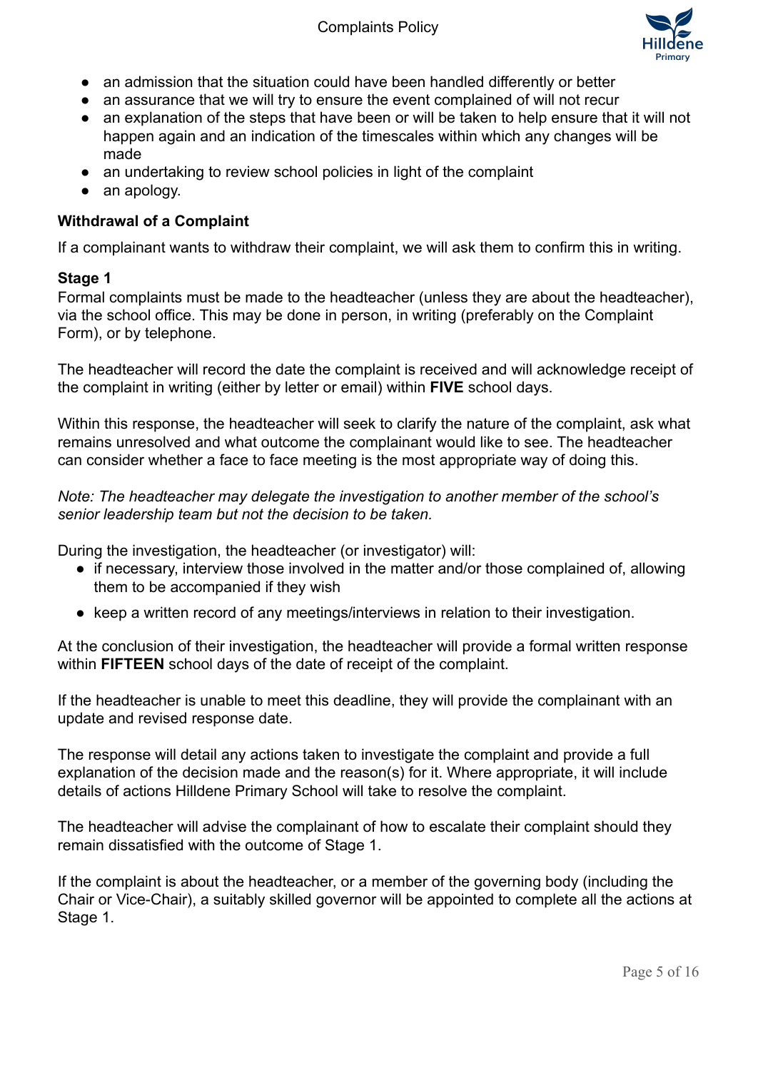- an admission that the situation could have been handled differently or better
- an assurance that we will try to ensure the event complained of will not recur
- an explanation of the steps that have been or will be taken to help ensure that it will not happen again and an indication of the timescales within which any changes will be made
- an undertaking to review school policies in light of the complaint
- an apology.

**Withdrawal of a Complaint**

If a complainant wants to withdraw their complaint, we will ask them to confirm this in writing.

**Stage 1**

Formal complaints must be made to the headteacher (unless they are about the headteacher), via the school office. This may be done in person, in writing (preferably on the Complaint Form), or by telephone.

The headteacher will record the date the complaint is received and will acknowledge receipt of the complaint in writing (either by letter or email) within **FIVE** school days.

Within this response, the headteacher will seek to clarify the nature of the complaint, ask what remains unresolved and what outcome the complainant would like to see. The headteacher can consider whether a face to face meeting is the most appropriate way of doing this.

*Note: The headteacher may delegate the investigation to another member of the school's senior leadership team but not the decision to be taken.*

During the investigation, the headteacher (or investigator) will:

- if necessary, interview those involved in the matter and/or those complained of, allowing them to be accompanied if they wish
- keep a written record of any meetings/interviews in relation to their investigation.

At the conclusion of their investigation, the headteacher will provide a formal written response within **FIFTEEN** school days of the date of receipt of the complaint.

If the headteacher is unable to meet this deadline, they will provide the complainant with an update and revised response date.

The response will detail any actions taken to investigate the complaint and provide a full explanation of the decision made and the reason(s) for it. Where appropriate, it will include details of actions Hilldene Primary School will take to resolve the complaint.

The headteacher will advise the complainant of how to escalate their complaint should they remain dissatisfied with the outcome of Stage 1.

If the complaint is about the headteacher, or a member of the governing body (including the Chair or Vice-Chair), a suitably skilled governor will be appointed to complete all the actions at Stage 1.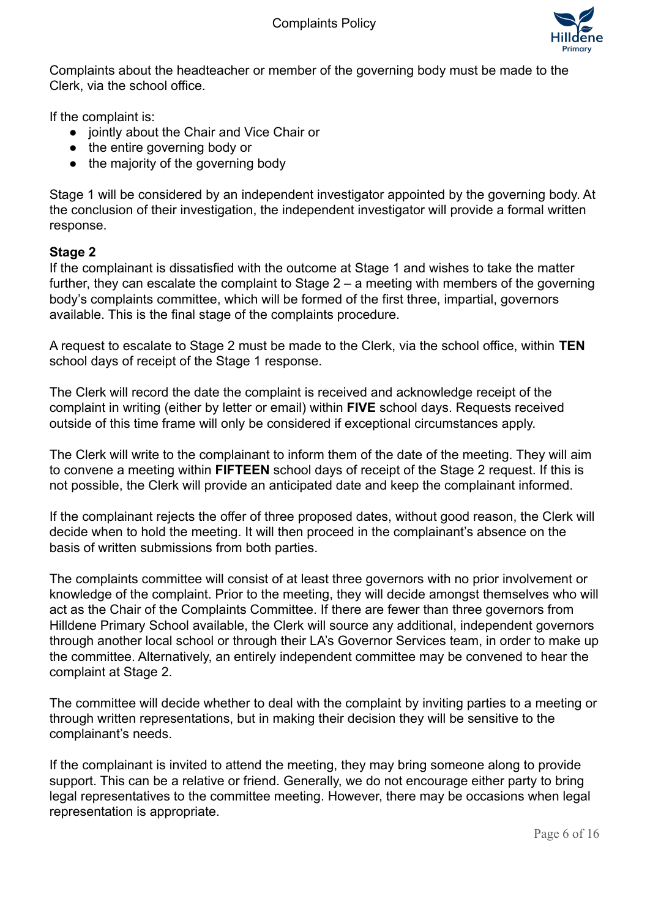Complaints about the headteacher or member of the governing body must be made to the Clerk, via the school office.

If the complaint is:

- jointly about the Chair and Vice Chair or
- the entire governing body or
- the majority of the governing body

Stage 1 will be considered by an independent investigator appointed by the governing body. At the conclusion of their investigation, the independent investigator will provide a formal written response.

**Stage 2**

If the complainant is dissatisfied with the outcome at Stage 1 and wishes to take the matter further, they can escalate the complaint to Stage 2 – a meeting with members of the governing body's complaints committee, which will be formed of the first three, impartial, governors available. This is the final stage of the complaints procedure.

A request to escalate to Stage 2 must be made to the Clerk, via the school office, within **TEN** school days of receipt of the Stage 1 response.

The Clerk will record the date the complaint is received and acknowledge receipt of the complaint in writing (either by letter or email) within **FIVE** school days. Requests received outside of this time frame will only be considered if exceptional circumstances apply.

The Clerk will write to the complainant to inform them of the date of the meeting. They will aim to convene a meeting within **FIFTEEN** school days of receipt of the Stage 2 request. If this is not possible, the Clerk will provide an anticipated date and keep the complainant informed.

If the complainant rejects the offer of three proposed dates, without good reason, the Clerk will decide when to hold the meeting. It will then proceed in the complainant's absence on the basis of written submissions from both parties.

The complaints committee will consist of at least three governors with no prior involvement or knowledge of the complaint. Prior to the meeting, they will decide amongst themselves who will act as the Chair of the Complaints Committee. If there are fewer than three governors from Hilldene Primary School available, the Clerk will source any additional, independent governors through another local school or through their LA's Governor Services team, in order to make up the committee. Alternatively, an entirely independent committee may be convened to hear the complaint at Stage 2.

The committee will decide whether to deal with the complaint by inviting parties to a meeting or through written representations, but in making their decision they will be sensitive to the complainant's needs.

If the complainant is invited to attend the meeting, they may bring someone along to provide support. This can be a relative or friend. Generally, we do not encourage either party to bring legal representatives to the committee meeting. However, there may be occasions when legal representation is appropriate.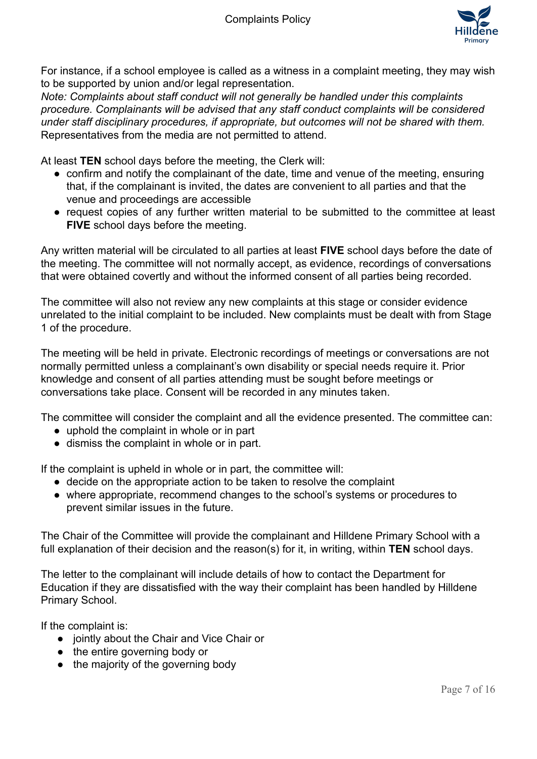For instance, if a school employee is called as a witness in a complaint meeting, they may wish to be supported by union and/or legal representation.

*Note: Complaints about staff conduct will not generally be handled under this complaints procedure. Complainants will be advised that any staff conduct complaints will be considered under staff disciplinary procedures, if appropriate, but outcomes will not be shared with them.*

Representatives from the media are not permitted to attend.

At least **TEN** school days before the meeting, the Clerk will:

- confirm and notify the complainant of the date, time and venue of the meeting, ensuring that, if the complainant is invited, the dates are convenient to all parties and that the venue and proceedings are accessible
- request copies of any further written material to be submitted to the committee at least **FIVE** school days before the meeting.

Any written material will be circulated to all parties at least **FIVE** school days before the date of the meeting. The committee will not normally accept, as evidence, recordings of conversations that were obtained covertly and without the informed consent of all parties being recorded.

The committee will also not review any new complaints at this stage or consider evidence unrelated to the initial complaint to be included. New complaints must be dealt with from Stage 1 of the procedure.

The meeting will be held in private. Electronic recordings of meetings or conversations are not normally permitted unless a complainant's own disability or special needs require it. Prior knowledge and consent of all parties attending must be sought before meetings or conversations take place. Consent will be recorded in any minutes taken.

The committee will consider the complaint and all the evidence presented. The committee can:

- uphold the complaint in whole or in part
- dismiss the complaint in whole or in part.

If the complaint is upheld in whole or in part, the committee will:

- decide on the appropriate action to be taken to resolve the complaint
- where appropriate, recommend changes to the school's systems or procedures to prevent similar issues in the future.

The Chair of the Committee will provide the complainant and Hilldene Primary School with a full explanation of their decision and the reason(s) for it, in writing, within **TEN** school days.

The letter to the complainant will include details of how to contact the Department for Education if they are dissatisfied with the way their complaint has been handled by Hilldene Primary School.

If the complaint is:

- jointly about the Chair and Vice Chair or
- the entire governing body or
- the majority of the governing body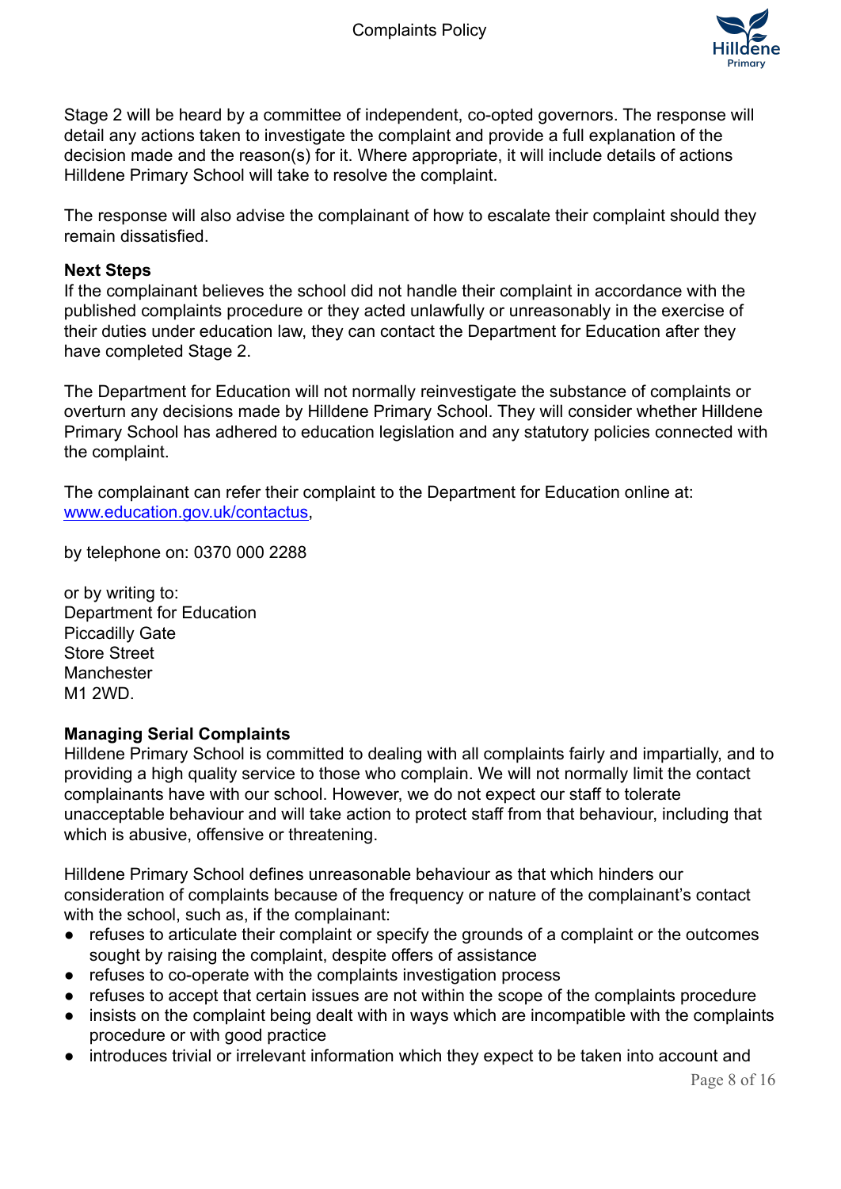Stage 2 will be heard by a committee of independent, co-opted governors. The response will detail any actions taken to investigate the complaint and provide a full explanation of the decision made and the reason(s) for it. Where appropriate, it will include details of actions Hilldene Primary School will take to resolve the complaint.

The response will also advise the complainant of how to escalate their complaint should they remain dissatisfied.

**Next Steps**

If the complainant believes the school did not handle their complaint in accordance with the published complaints procedure or they acted unlawfully or unreasonably in the exercise of their duties under education law, they can contact the Department for Education after they have completed Stage 2.

The Department for Education will not normally reinvestigate the substance of complaints or overturn any decisions made by Hilldene Primary School. They will consider whether Hilldene Primary School has adhered to education legislation and any statutory policies connected with the complaint.

The complainant can refer their complaint to the Department for Education online at: [www.education.gov.uk/contactus](http://www.education.gov.uk/contactus),

by telephone on: 0370 000 2288

or by writing to:
Department for Education
Piccadilly Gate
Store Street
Manchester
M1 2WD.

**Managing Serial Complaints**

Hilldene Primary School is committed to dealing with all complaints fairly and impartially, and to providing a high quality service to those who complain. We will not normally limit the contact complainants have with our school. However, we do not expect our staff to tolerate unacceptable behaviour and will take action to protect staff from that behaviour, including that which is abusive, offensive or threatening.

Hilldene Primary School defines unreasonable behaviour as that which hinders our consideration of complaints because of the frequency or nature of the complainant's contact with the school, such as, if the complainant:

- refuses to articulate their complaint or specify the grounds of a complaint or the outcomes sought by raising the complaint, despite offers of assistance
- refuses to co-operate with the complaints investigation process
- refuses to accept that certain issues are not within the scope of the complaints procedure
- insists on the complaint being dealt with in ways which are incompatible with the complaints procedure or with good practice
- introduces trivial or irrelevant information which they expect to be taken into account and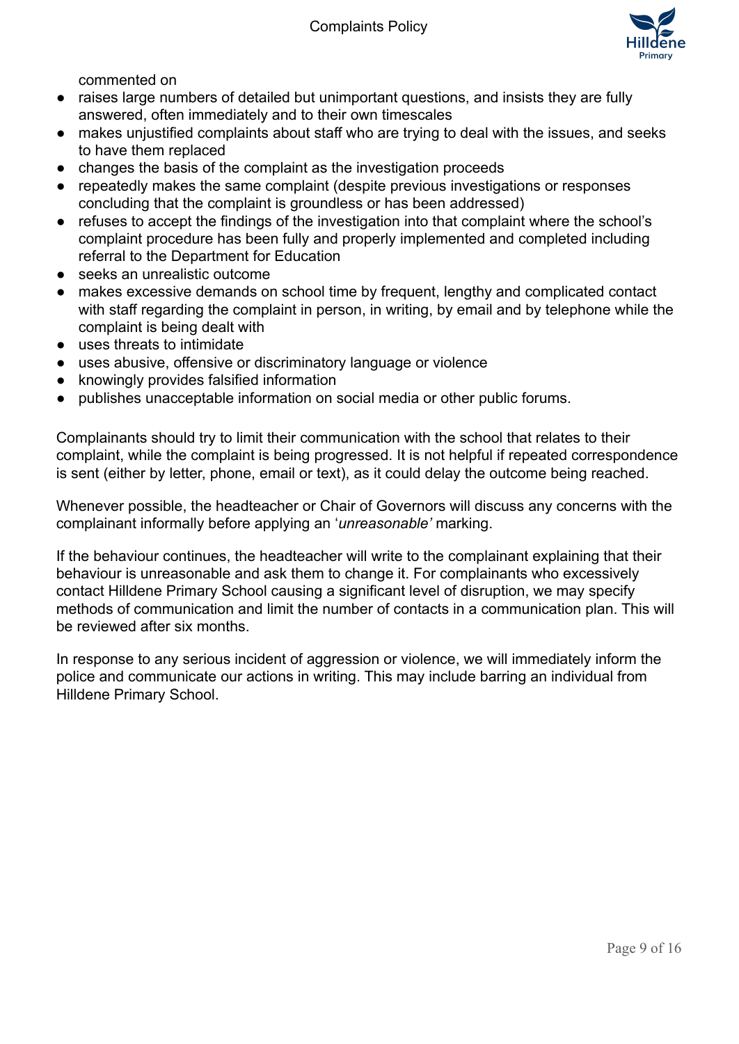commented on

- raises large numbers of detailed but unimportant questions, and insists they are fully answered, often immediately and to their own timescales
- makes unjustified complaints about staff who are trying to deal with the issues, and seeks to have them replaced
- changes the basis of the complaint as the investigation proceeds
- repeatedly makes the same complaint (despite previous investigations or responses concluding that the complaint is groundless or has been addressed)
- refuses to accept the findings of the investigation into that complaint where the school's complaint procedure has been fully and properly implemented and completed including referral to the Department for Education
- seeks an unrealistic outcome
- makes excessive demands on school time by frequent, lengthy and complicated contact with staff regarding the complaint in person, in writing, by email and by telephone while the complaint is being dealt with
- uses threats to intimidate
- uses abusive, offensive or discriminatory language or violence
- knowingly provides falsified information
- publishes unacceptable information on social media or other public forums.

Complainants should try to limit their communication with the school that relates to their complaint, while the complaint is being progressed. It is not helpful if repeated correspondence is sent (either by letter, phone, email or text), as it could delay the outcome being reached.

Whenever possible, the headteacher or Chair of Governors will discuss any concerns with the complainant informally before applying an '*unreasonable'* marking.

If the behaviour continues, the headteacher will write to the complainant explaining that their behaviour is unreasonable and ask them to change it. For complainants who excessively contact Hilldene Primary School causing a significant level of disruption, we may specify methods of communication and limit the number of contacts in a communication plan. This will be reviewed after six months.

In response to any serious incident of aggression or violence, we will immediately inform the police and communicate our actions in writing. This may include barring an individual from Hilldene Primary School.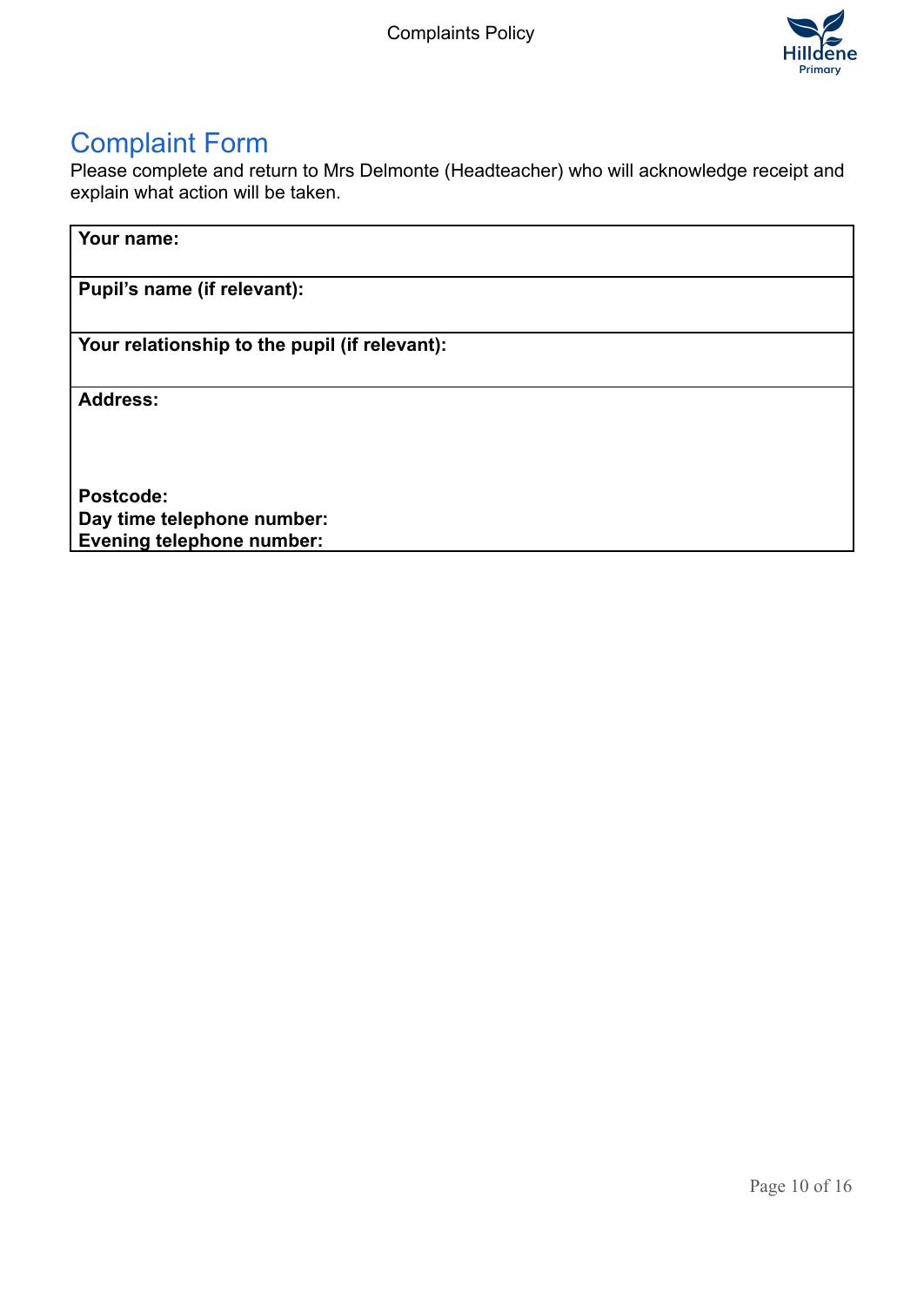## Complaint Form

Please complete and return to Mrs Delmonte (Headteacher) who will acknowledge receipt and explain what action will be taken.

| **Your name:** |
|---|
| **Pupil's name (if relevant):** |
| **Your relationship to the pupil (if relevant):** |
| **Address:**<br><br><br>**Postcode:**<br>**Day time telephone number:**<br>**Evening telephone number:** |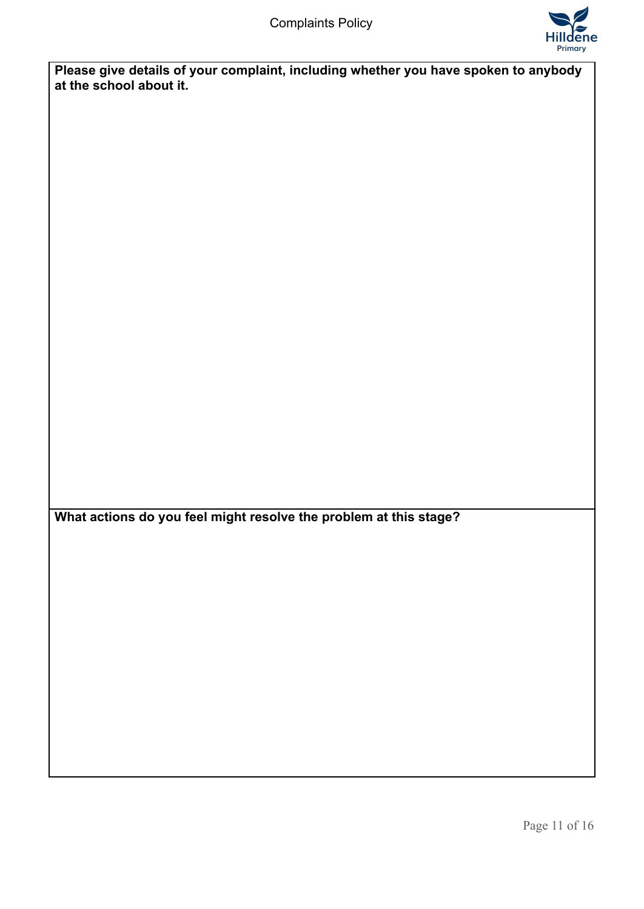| **Please give details of your complaint, including whether you have spoken to anybody at the school about it.** |
| --- |
| |
| **What actions do you feel might resolve the problem at this stage?** |
| |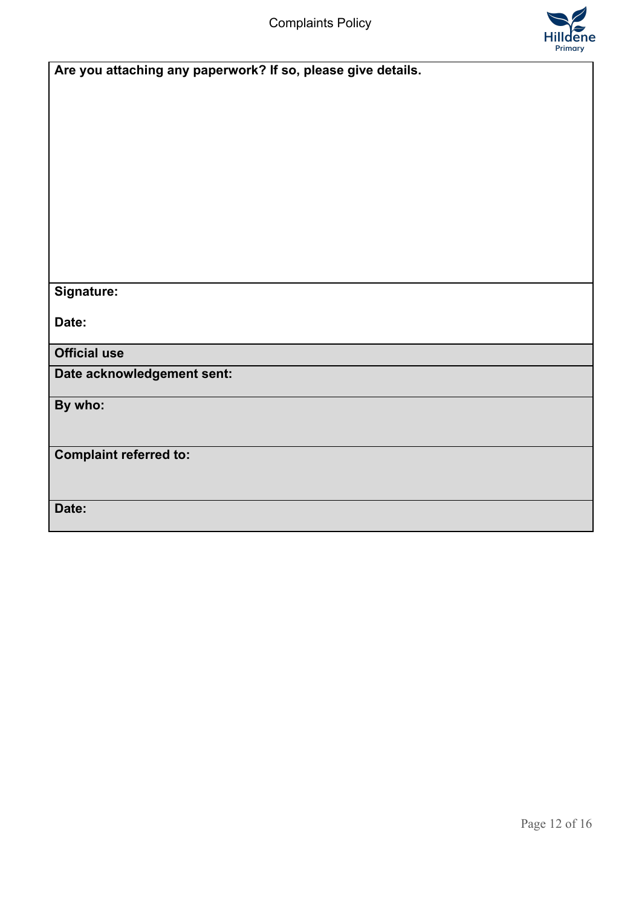| **Are you attaching any paperwork? If so, please give details.** |
|---|
| **Signature:**<br><br>**Date:** |
| **Official use** |
| **Date acknowledgement sent:** |
| **By who:** |
| **Complaint referred to:** |
| **Date:** |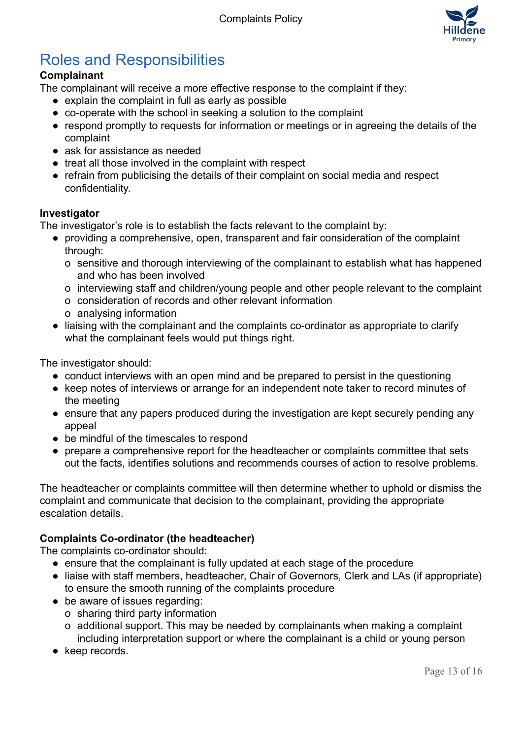## Roles and Responsibilities

**Complainant**

The complainant will receive a more effective response to the complaint if they:

- explain the complaint in full as early as possible
- co-operate with the school in seeking a solution to the complaint
- respond promptly to requests for information or meetings or in agreeing the details of the complaint
- ask for assistance as needed
- treat all those involved in the complaint with respect
- refrain from publicising the details of their complaint on social media and respect confidentiality.

**Investigator**

The investigator's role is to establish the facts relevant to the complaint by:

- providing a comprehensive, open, transparent and fair consideration of the complaint through:
  - o sensitive and thorough interviewing of the complainant to establish what has happened and who has been involved
  - o interviewing staff and children/young people and other people relevant to the complaint
  - o consideration of records and other relevant information
  - o analysing information
- liaising with the complainant and the complaints co-ordinator as appropriate to clarify what the complainant feels would put things right.

The investigator should:

- conduct interviews with an open mind and be prepared to persist in the questioning
- keep notes of interviews or arrange for an independent note taker to record minutes of the meeting
- ensure that any papers produced during the investigation are kept securely pending any appeal
- be mindful of the timescales to respond
- prepare a comprehensive report for the headteacher or complaints committee that sets out the facts, identifies solutions and recommends courses of action to resolve problems.

The headteacher or complaints committee will then determine whether to uphold or dismiss the complaint and communicate that decision to the complainant, providing the appropriate escalation details.

**Complaints Co-ordinator (the headteacher)**

The complaints co-ordinator should:

- ensure that the complainant is fully updated at each stage of the procedure
- liaise with staff members, headteacher, Chair of Governors, Clerk and LAs (if appropriate) to ensure the smooth running of the complaints procedure
- be aware of issues regarding:
  - o sharing third party information
  - o additional support. This may be needed by complainants when making a complaint including interpretation support or where the complainant is a child or young person
- keep records.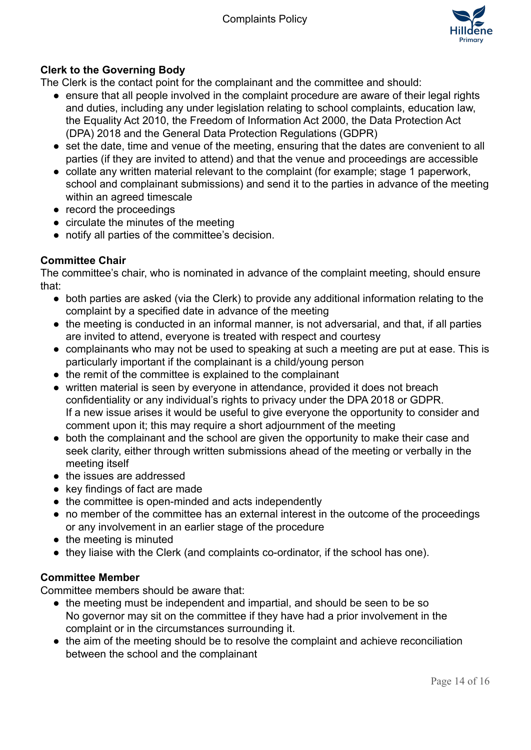**Clerk to the Governing Body**

The Clerk is the contact point for the complainant and the committee and should:

- ensure that all people involved in the complaint procedure are aware of their legal rights and duties, including any under legislation relating to school complaints, education law, the Equality Act 2010, the Freedom of Information Act 2000, the Data Protection Act (DPA) 2018 and the General Data Protection Regulations (GDPR)
- set the date, time and venue of the meeting, ensuring that the dates are convenient to all parties (if they are invited to attend) and that the venue and proceedings are accessible
- collate any written material relevant to the complaint (for example; stage 1 paperwork, school and complainant submissions) and send it to the parties in advance of the meeting within an agreed timescale
- record the proceedings
- circulate the minutes of the meeting
- notify all parties of the committee's decision.

**Committee Chair**

The committee's chair, who is nominated in advance of the complaint meeting, should ensure that:

- both parties are asked (via the Clerk) to provide any additional information relating to the complaint by a specified date in advance of the meeting
- the meeting is conducted in an informal manner, is not adversarial, and that, if all parties are invited to attend, everyone is treated with respect and courtesy
- complainants who may not be used to speaking at such a meeting are put at ease. This is particularly important if the complainant is a child/young person
- the remit of the committee is explained to the complainant
- written material is seen by everyone in attendance, provided it does not breach confidentiality or any individual's rights to privacy under the DPA 2018 or GDPR.
  If a new issue arises it would be useful to give everyone the opportunity to consider and comment upon it; this may require a short adjournment of the meeting
- both the complainant and the school are given the opportunity to make their case and seek clarity, either through written submissions ahead of the meeting or verbally in the meeting itself
- the issues are addressed
- key findings of fact are made
- the committee is open-minded and acts independently
- no member of the committee has an external interest in the outcome of the proceedings or any involvement in an earlier stage of the procedure
- the meeting is minuted
- they liaise with the Clerk (and complaints co-ordinator, if the school has one).

**Committee Member**

Committee members should be aware that:

- the meeting must be independent and impartial, and should be seen to be so
  No governor may sit on the committee if they have had a prior involvement in the complaint or in the circumstances surrounding it.
- the aim of the meeting should be to resolve the complaint and achieve reconciliation between the school and the complainant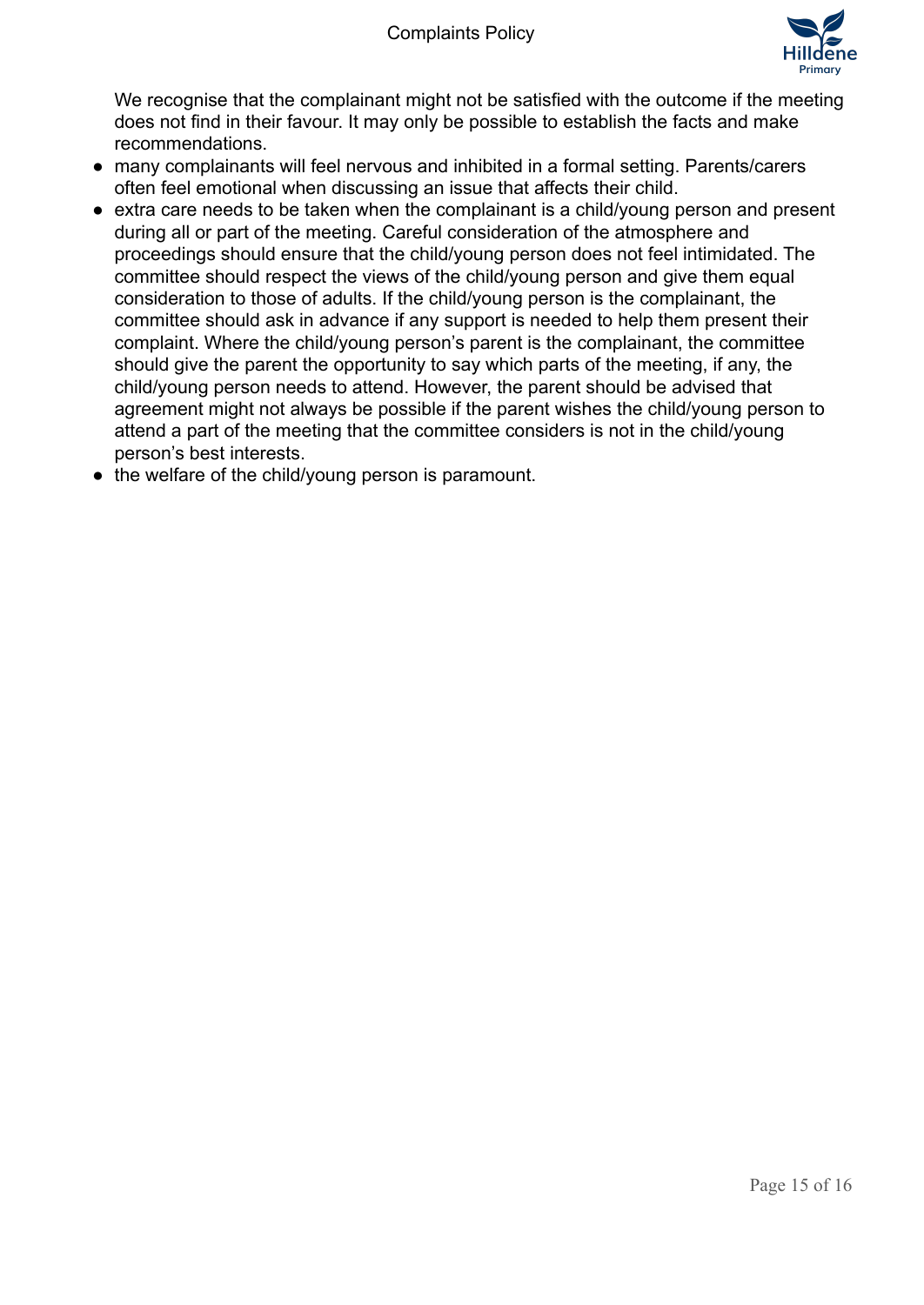We recognise that the complainant might not be satisfied with the outcome if the meeting does not find in their favour. It may only be possible to establish the facts and make recommendations.

- many complainants will feel nervous and inhibited in a formal setting. Parents/carers often feel emotional when discussing an issue that affects their child.
- extra care needs to be taken when the complainant is a child/young person and present during all or part of the meeting. Careful consideration of the atmosphere and proceedings should ensure that the child/young person does not feel intimidated. The committee should respect the views of the child/young person and give them equal consideration to those of adults. If the child/young person is the complainant, the committee should ask in advance if any support is needed to help them present their complaint. Where the child/young person's parent is the complainant, the committee should give the parent the opportunity to say which parts of the meeting, if any, the child/young person needs to attend. However, the parent should be advised that agreement might not always be possible if the parent wishes the child/young person to attend a part of the meeting that the committee considers is not in the child/young person's best interests.
- the welfare of the child/young person is paramount.